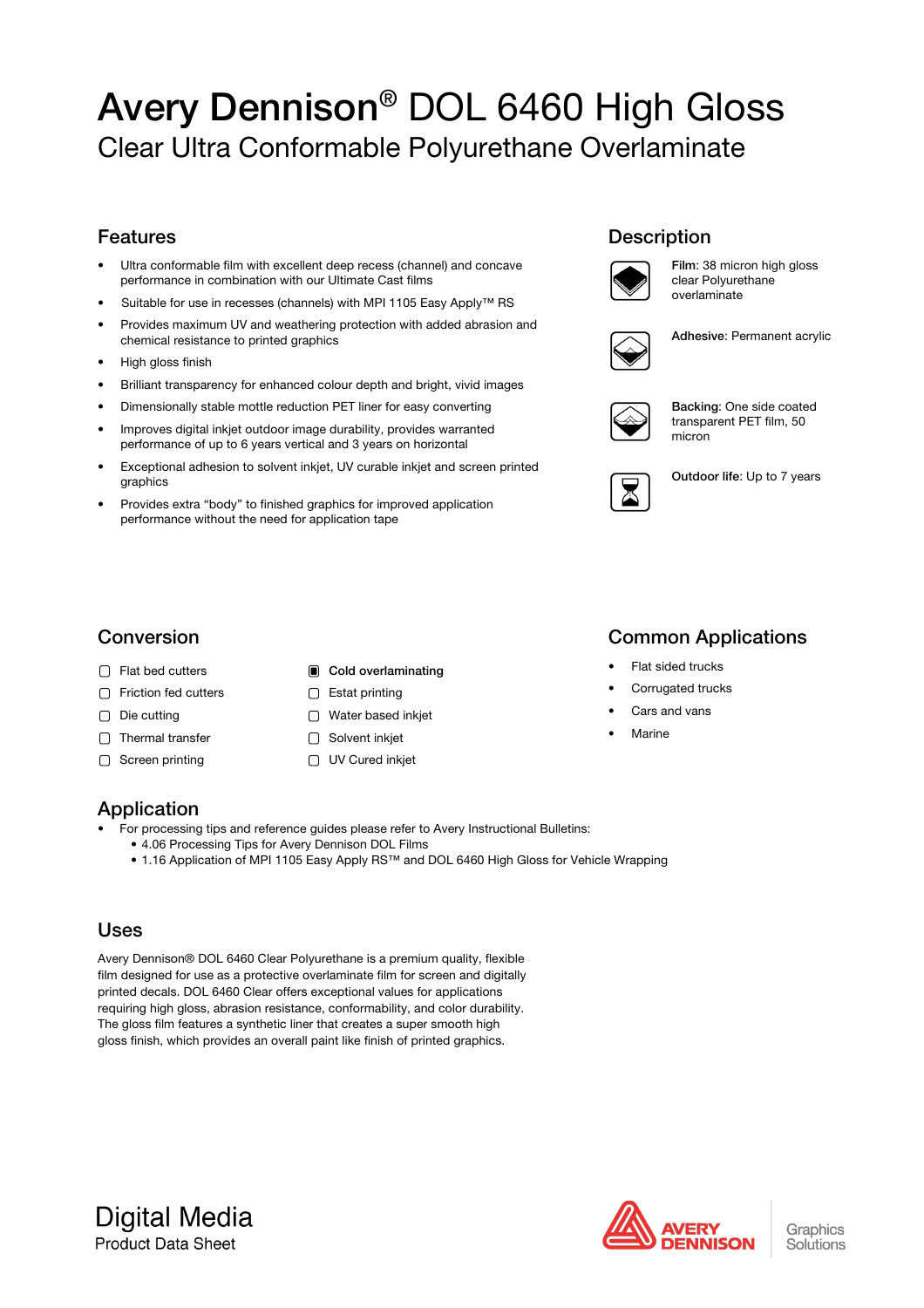# Avery Dennison® DOL 6460 High Gloss

## Clear Ultra Conformable Polyurethane Overlaminate

## Features

- Ultra conformable film with excellent deep recess (channel) and concave performance in combination with our Ultimate Cast films
- Suitable for use in recesses (channels) with MPI 1105 Easy Apply™ RS
- Provides maximum UV and weathering protection with added abrasion and chemical resistance to printed graphics
- High gloss finish
- Brilliant transparency for enhanced colour depth and bright, vivid images
- Dimensionally stable mottle reduction PET liner for easy converting
- Improves digital inkjet outdoor image durability, provides warranted performance of up to 6 years vertical and 3 years on horizontal
- Exceptional adhesion to solvent inkjet, UV curable inkjet and screen printed graphics
- Provides extra "body" to finished graphics for improved application performance without the need for application tape

## Description

**Film**: 38 micron high gloss clear Polyurethane overlaminate

**Adhesive**: Permanent acrylic

**Backing**: One side coated transparent PET film, 50 micron

**Outdoor life**: Up to 7 years

## Conversion

- [ ] Flat bed cutters
- [ ] Friction fed cutters
- [ ] Die cutting
- [ ] Thermal transfer
- [ ] Screen printing
- [x] **Cold overlaminating**
- [ ] Estat printing
- [ ] Water based inkjet
- [ ] Solvent inkjet
- [ ] UV Cured inkjet

## Common Applications

- Flat sided trucks
- Corrugated trucks
- Cars and vans
- Marine

## Application

- For processing tips and reference guides please refer to Avery Instructional Bulletins:
  - 4.06 Processing Tips for Avery Dennison DOL Films
  - 1.16 Application of MPI 1105 Easy Apply RS™ and DOL 6460 High Gloss for Vehicle Wrapping

## Uses

Avery Dennison® DOL 6460 Clear Polyurethane is a premium quality, flexible film designed for use as a protective overlaminate film for screen and digitally printed decals. DOL 6460 Clear offers exceptional values for applications requiring high gloss, abrasion resistance, conformability, and color durability. The gloss film features a synthetic liner that creates a super smooth high gloss finish, which provides an overall paint like finish of printed graphics.

Digital Media
Product Data Sheet

AVERY DENNISON Graphics Solutions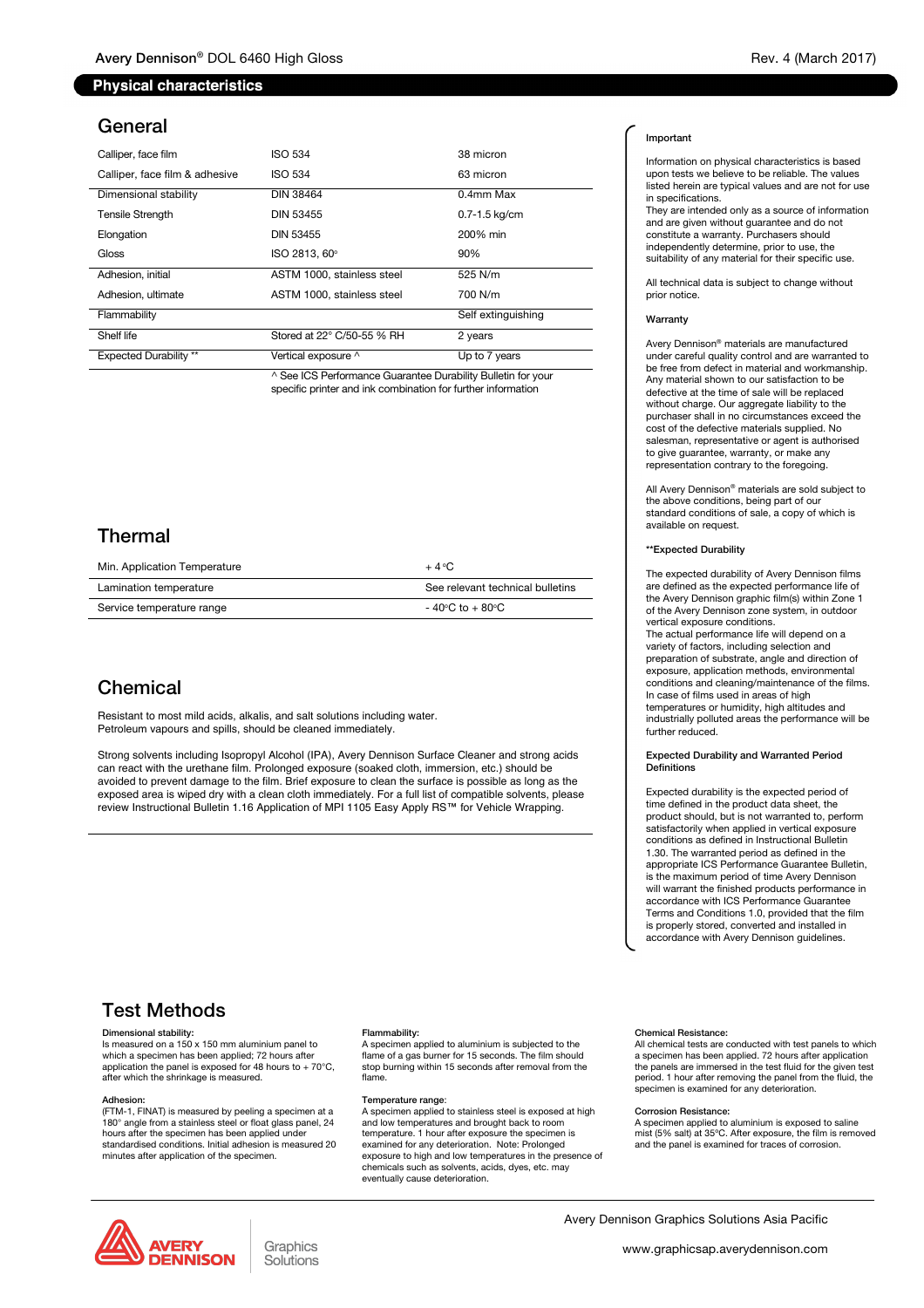# Physical characteristics

## General

| | | |
|---|---|---|
| Calliper, face film | ISO 534 | 38 micron |
| Calliper, face film & adhesive | ISO 534 | 63 micron |
| Dimensional stability | DIN 38464 | 0.4mm Max |
| Tensile Strength | DIN 53455 | 0.7-1.5 kg/cm |
| Elongation | DIN 53455 | 200% min |
| Gloss | ISO 2813, 60° | 90% |
| Adhesion, initial | ASTM 1000, stainless steel | 525 N/m |
| Adhesion, ultimate | ASTM 1000, stainless steel | 700 N/m |
| Flammability | | Self extinguishing |
| Shelf life | Stored at 22° C/50-55 % RH | 2 years |
| Expected Durability ** | Vertical exposure ^ | Up to 7 years |

^ See ICS Performance Guarantee Durability Bulletin for your specific printer and ink combination for further information

## Thermal

| | |
|---|---|
| Min. Application Temperature | + 4 °C |
| Lamination temperature | See relevant technical bulletins |
| Service temperature range | - 40°C to + 80°C |

## Chemical

Resistant to most mild acids, alkalis, and salt solutions including water. Petroleum vapours and spills, should be cleaned immediately.

Strong solvents including Isopropyl Alcohol (IPA), Avery Dennison Surface Cleaner and strong acids can react with the urethane film. Prolonged exposure (soaked cloth, immersion, etc.) should be avoided to prevent damage to the film. Brief exposure to clean the surface is possible as long as the exposed area is wiped dry with a clean cloth immediately. For a full list of compatible solvents, please review Instructional Bulletin 1.16 Application of MPI 1105 Easy Apply RS™ for Vehicle Wrapping.

### Important

Information on physical characteristics is based upon tests we believe to be reliable. The values listed herein are typical values and are not for use in specifications.
They are intended only as a source of information and are given without guarantee and do not constitute a warranty. Purchasers should independently determine, prior to use, the suitability of any material for their specific use.

All technical data is subject to change without prior notice.

### Warranty

Avery Dennison® materials are manufactured under careful quality control and are warranted to be free from defect in material and workmanship. Any material shown to our satisfaction to be defective at the time of sale will be replaced without charge. Our aggregate liability to the purchaser shall in no circumstances exceed the cost of the defective materials supplied. No salesman, representative or agent is authorised to give guarantee, warranty, or make any representation contrary to the foregoing.

All Avery Dennison® materials are sold subject to the above conditions, being part of our standard conditions of sale, a copy of which is available on request.

### **Expected Durability

The expected durability of Avery Dennison films are defined as the expected performance life of the Avery Dennison graphic film(s) within Zone 1 of the Avery Dennison zone system, in outdoor vertical exposure conditions.
The actual performance life will depend on a variety of factors, including selection and preparation of substrate, angle and direction of exposure, application methods, environmental conditions and cleaning/maintenance of the films. In case of films used in areas of high temperatures or humidity, high altitudes and industrially polluted areas the performance will be further reduced.

### Expected Durability and Warranted Period Definitions

Expected durability is the expected period of time defined in the product data sheet, the product should, but is not warranted to, perform satisfactorily when applied in vertical exposure conditions as defined in Instructional Bulletin 1.30. The warranted period as defined in the appropriate ICS Performance Guarantee Bulletin, is the maximum period of time Avery Dennison will warrant the finished products performance in accordance with ICS Performance Guarantee Terms and Conditions 1.0, provided that the film is properly stored, converted and installed in accordance with Avery Dennison guidelines.

## Test Methods

**Dimensional stability:**
Is measured on a 150 x 150 mm aluminium panel to which a specimen has been applied; 72 hours after application the panel is exposed for 48 hours to + 70°C, after which the shrinkage is measured.

**Adhesion:**
(FTM-1, FINAT) is measured by peeling a specimen at a 180° angle from a stainless steel or float glass panel, 24 hours after the specimen has been applied under standardised conditions. Initial adhesion is measured 20 minutes after application of the specimen.

**Flammability:**
A specimen applied to aluminium is subjected to the flame of a gas burner for 15 seconds. The film should stop burning within 15 seconds after removal from the flame.

**Temperature range:**
A specimen applied to stainless steel is exposed at high and low temperatures and brought back to room temperature. 1 hour after exposure the specimen is examined for any deterioration. Note: Prolonged exposure to high and low temperatures in the presence of chemicals such as solvents, acids, dyes, etc. may eventually cause deterioration.

**Chemical Resistance:**
All chemical tests are conducted with test panels to which a specimen has been applied. 72 hours after application the panels are immersed in the test fluid for the given test period. 1 hour after removing the panel from the fluid, the specimen is examined for any deterioration.

**Corrosion Resistance:**
A specimen applied to aluminium is exposed to saline mist (5% salt) at 35°C. After exposure, the film is removed and the panel is examined for traces of corrosion.

Avery Dennison Graphics Solutions Asia Pacific

www.graphicsap.averydennison.com